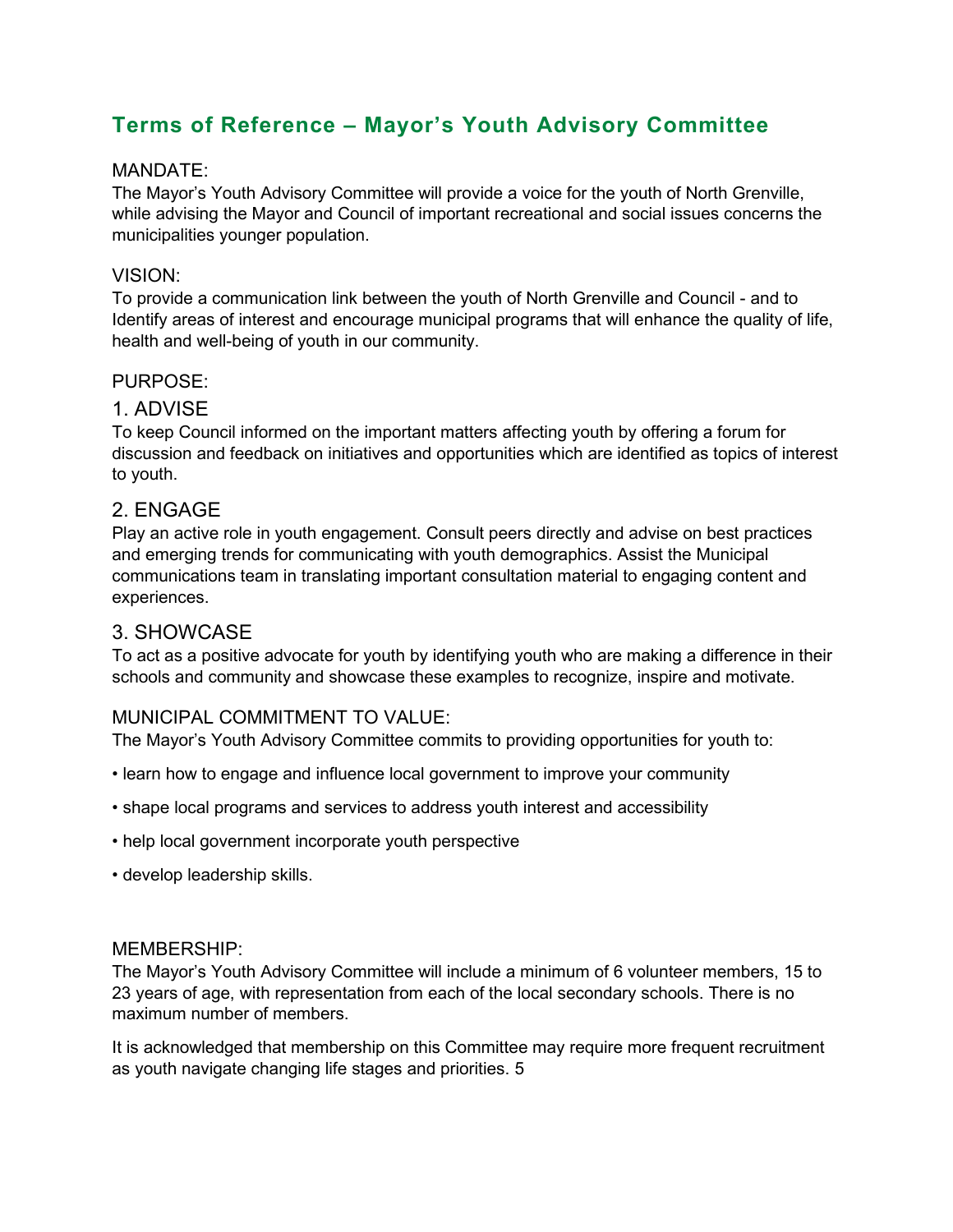# Terms of Reference – Mayor's Youth Advisory Committee

MANDATE:

The Mayor's Youth Advisory Committee will provide a voice for the youth of North Grenville, while advising the Mayor and Council of important recreational and social issues concerns the municipalities younger population.

VISION:

To provide a communication link between the youth of North Grenville and Council - and to Identify areas of interest and encourage municipal programs that will enhance the quality of life, health and well-being of youth in our community.

PURPOSE:

## 1. ADVISE

To keep Council informed on the important matters affecting youth by offering a forum for discussion and feedback on initiatives and opportunities which are identified as topics of interest to youth.

## 2. ENGAGE

Play an active role in youth engagement. Consult peers directly and advise on best practices and emerging trends for communicating with youth demographics. Assist the Municipal communications team in translating important consultation material to engaging content and experiences.

## 3. SHOWCASE

To act as a positive advocate for youth by identifying youth who are making a difference in their schools and community and showcase these examples to recognize, inspire and motivate.

MUNICIPAL COMMITMENT TO VALUE:

The Mayor's Youth Advisory Committee commits to providing opportunities for youth to:

- learn how to engage and influence local government to improve your community
- shape local programs and services to address youth interest and accessibility
- help local government incorporate youth perspective
- develop leadership skills.

MEMBERSHIP:

The Mayor's Youth Advisory Committee will include a minimum of 6 volunteer members, 15 to 23 years of age, with representation from each of the local secondary schools. There is no maximum number of members.

It is acknowledged that membership on this Committee may require more frequent recruitment as youth navigate changing life stages and priorities. 5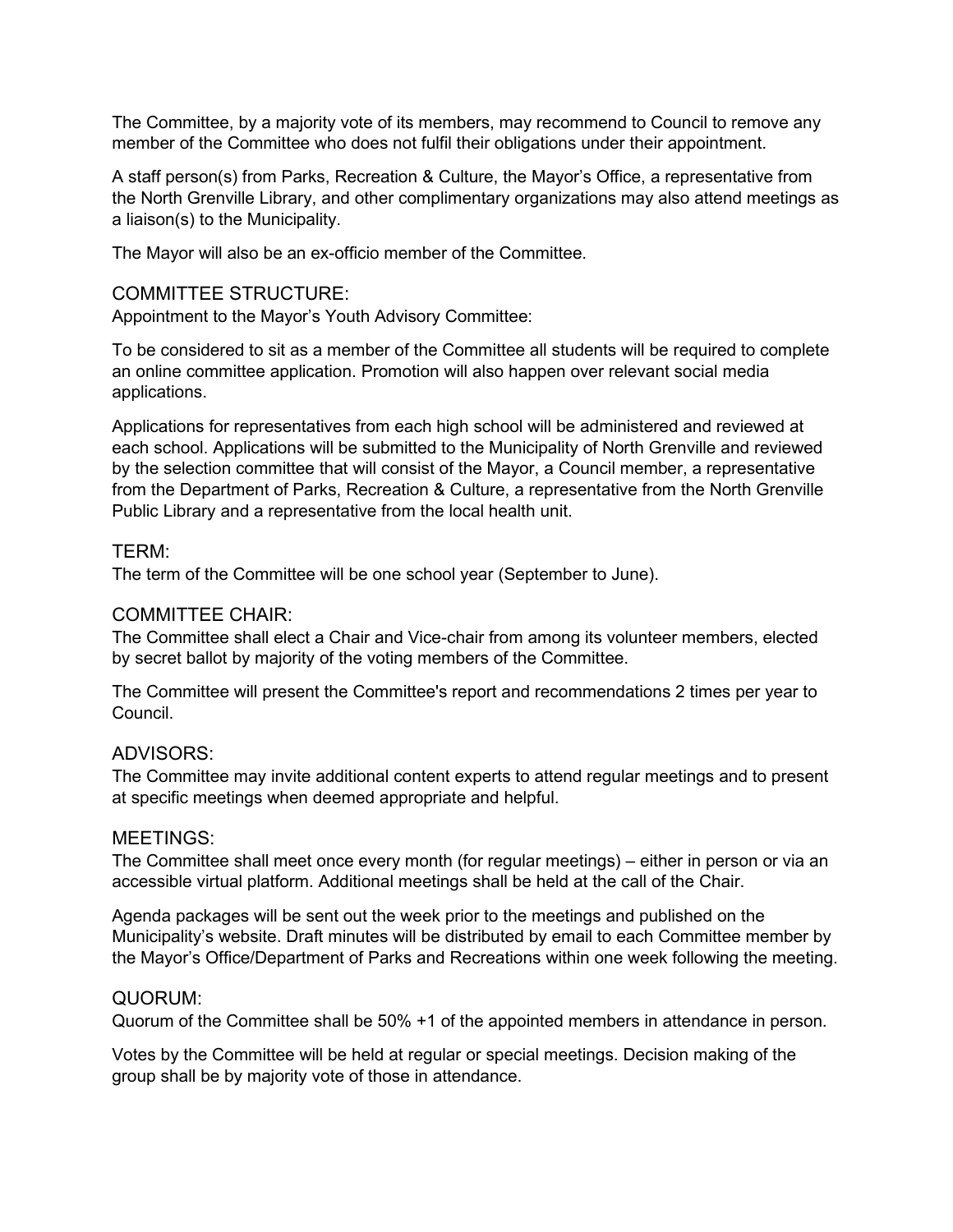The Committee, by a majority vote of its members, may recommend to Council to remove any member of the Committee who does not fulfil their obligations under their appointment.

A staff person(s) from Parks, Recreation & Culture, the Mayor's Office, a representative from the North Grenville Library, and other complimentary organizations may also attend meetings as a liaison(s) to the Municipality.

The Mayor will also be an ex-officio member of the Committee.

## COMMITTEE STRUCTURE:

Appointment to the Mayor's Youth Advisory Committee:

To be considered to sit as a member of the Committee all students will be required to complete an online committee application. Promotion will also happen over relevant social media applications.

Applications for representatives from each high school will be administered and reviewed at each school. Applications will be submitted to the Municipality of North Grenville and reviewed by the selection committee that will consist of the Mayor, a Council member, a representative from the Department of Parks, Recreation & Culture, a representative from the North Grenville Public Library and a representative from the local health unit.

## TERM:

The term of the Committee will be one school year (September to June).

## COMMITTEE CHAIR:

The Committee shall elect a Chair and Vice-chair from among its volunteer members, elected by secret ballot by majority of the voting members of the Committee.

The Committee will present the Committee's report and recommendations 2 times per year to Council.

## ADVISORS:

The Committee may invite additional content experts to attend regular meetings and to present at specific meetings when deemed appropriate and helpful.

## MEETINGS:

The Committee shall meet once every month (for regular meetings) – either in person or via an accessible virtual platform. Additional meetings shall be held at the call of the Chair.

Agenda packages will be sent out the week prior to the meetings and published on the Municipality's website. Draft minutes will be distributed by email to each Committee member by the Mayor's Office/Department of Parks and Recreations within one week following the meeting.

## QUORUM:

Quorum of the Committee shall be 50% +1 of the appointed members in attendance in person.

Votes by the Committee will be held at regular or special meetings. Decision making of the group shall be by majority vote of those in attendance.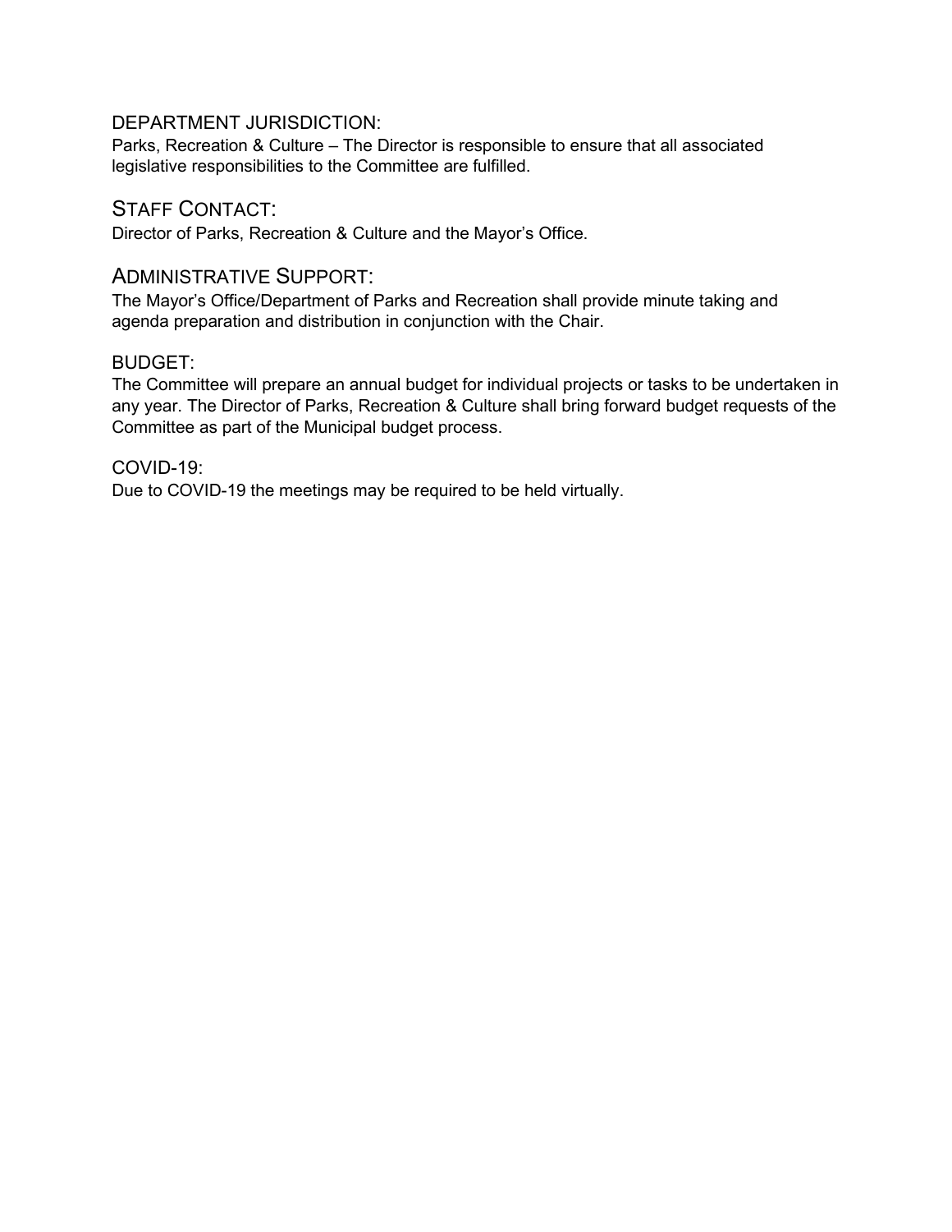## DEPARTMENT JURISDICTION:

Parks, Recreation & Culture – The Director is responsible to ensure that all associated legislative responsibilities to the Committee are fulfilled.

## STAFF CONTACT:

Director of Parks, Recreation & Culture and the Mayor's Office.

## ADMINISTRATIVE SUPPORT:

The Mayor's Office/Department of Parks and Recreation shall provide minute taking and agenda preparation and distribution in conjunction with the Chair.

## BUDGET:

The Committee will prepare an annual budget for individual projects or tasks to be undertaken in any year. The Director of Parks, Recreation & Culture shall bring forward budget requests of the Committee as part of the Municipal budget process.

## COVID-19:

Due to COVID-19 the meetings may be required to be held virtually.